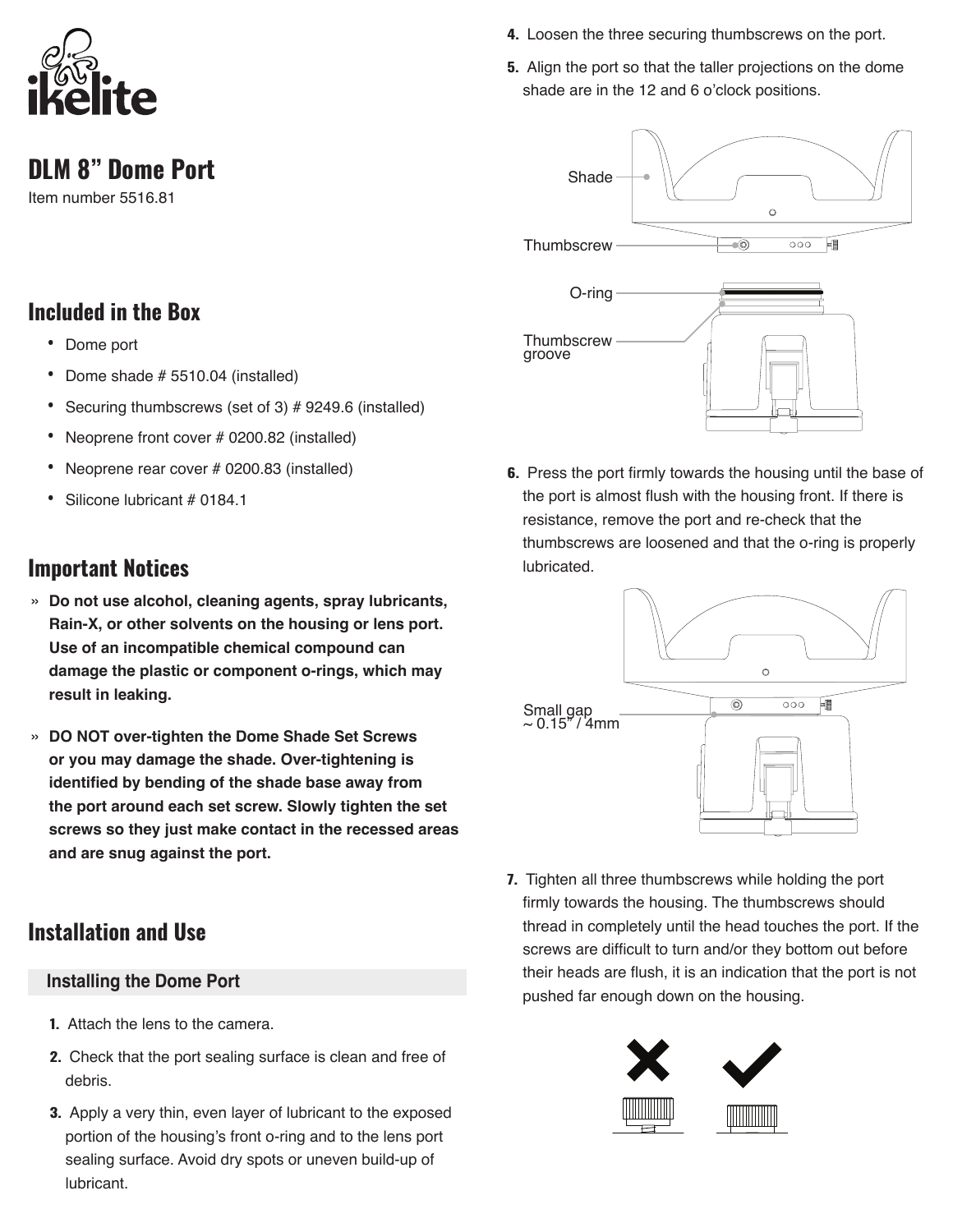# DLM 8" Dome Port

Item number 5516.81

## Included in the Box

- Dome port
- Dome shade # 5510.04 (installed)
- Securing thumbscrews (set of 3) # 9249.6 (installed)
- Neoprene front cover # 0200.82 (installed)
- Neoprene rear cover # 0200.83 (installed)
- Silicone lubricant # 0184.1

## Important Notices

» **Do not use alcohol, cleaning agents, spray lubricants, Rain-X, or other solvents on the housing or lens port. Use of an incompatible chemical compound can damage the plastic or component o-rings, which may result in leaking.**

» **DO NOT over-tighten the Dome Shade Set Screws or you may damage the shade. Over-tightening is identified by bending of the shade base away from the port around each set screw. Slowly tighten the set screws so they just make contact in the recessed areas and are snug against the port.**

## Installation and Use

### Installing the Dome Port

1. Attach the lens to the camera.
2. Check that the port sealing surface is clean and free of debris.
3. Apply a very thin, even layer of lubricant to the exposed portion of the housing's front o-ring and to the lens port sealing surface. Avoid dry spots or uneven build-up of lubricant.
4. Loosen the three securing thumbscrews on the port.
5. Align the port so that the taller projections on the dome shade are in the 12 and 6 o'clock positions.

Shade

Thumbscrew

O-ring

Thumbscrew groove

6. Press the port firmly towards the housing until the base of the port is almost flush with the housing front. If there is resistance, remove the port and re-check that the thumbscrews are loosened and that the o-ring is properly lubricated.

Small gap ~ 0.15" / 4mm

7. Tighten all three thumbscrews while holding the port firmly towards the housing. The thumbscrews should thread in completely until the head touches the port. If the screws are difficult to turn and/or they bottom out before their heads are flush, it is an indication that the port is not pushed far enough down on the housing.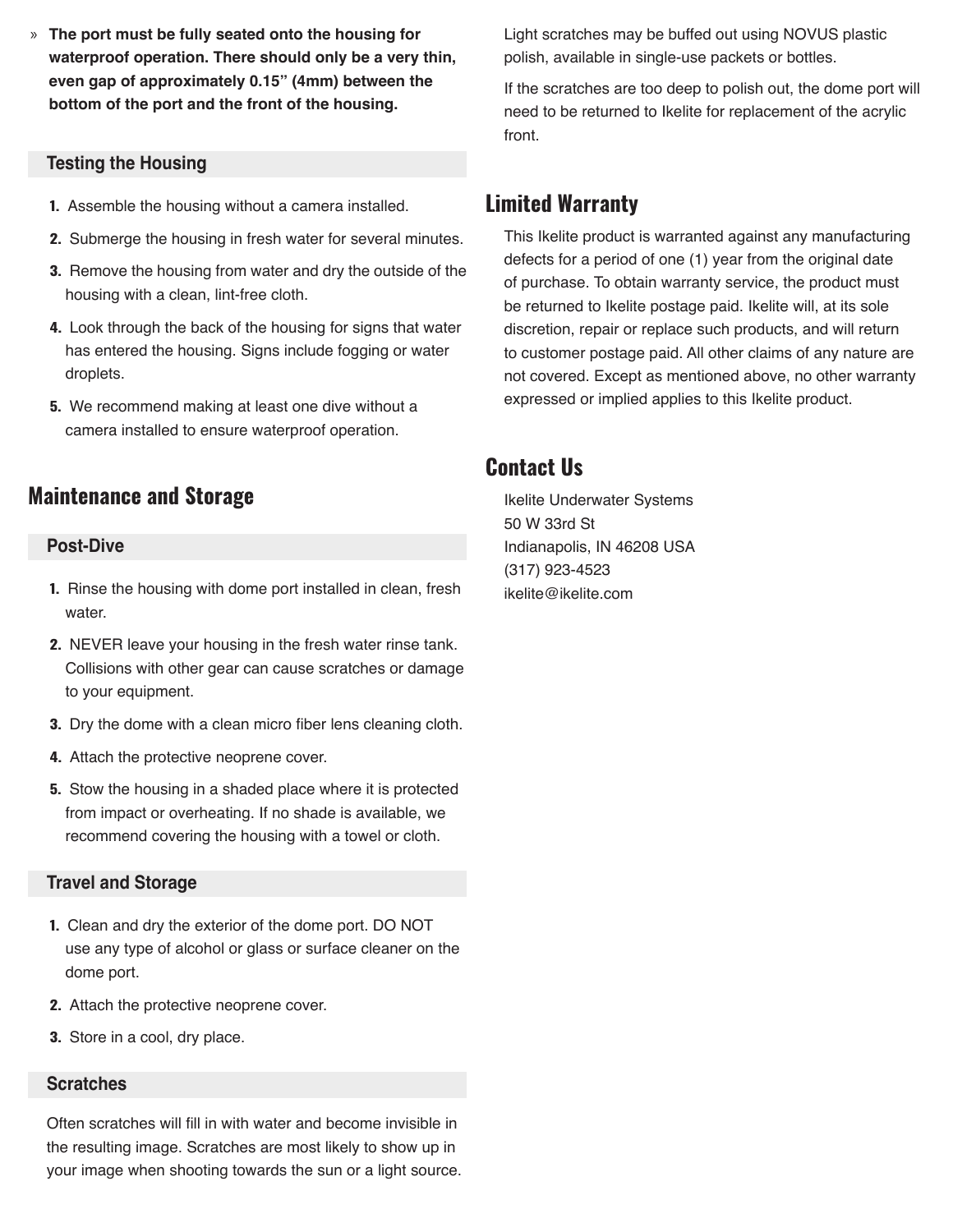» **The port must be fully seated onto the housing for waterproof operation. There should only be a very thin, even gap of approximately 0.15" (4mm) between the bottom of the port and the front of the housing.**

### Testing the Housing

1. Assemble the housing without a camera installed.
2. Submerge the housing in fresh water for several minutes.
3. Remove the housing from water and dry the outside of the housing with a clean, lint-free cloth.
4. Look through the back of the housing for signs that water has entered the housing. Signs include fogging or water droplets.
5. We recommend making at least one dive without a camera installed to ensure waterproof operation.

## Maintenance and Storage

### Post-Dive

1. Rinse the housing with dome port installed in clean, fresh water.
2. NEVER leave your housing in the fresh water rinse tank. Collisions with other gear can cause scratches or damage to your equipment.
3. Dry the dome with a clean micro fiber lens cleaning cloth.
4. Attach the protective neoprene cover.
5. Stow the housing in a shaded place where it is protected from impact or overheating. If no shade is available, we recommend covering the housing with a towel or cloth.

### Travel and Storage

1. Clean and dry the exterior of the dome port. DO NOT use any type of alcohol or glass or surface cleaner on the dome port.
2. Attach the protective neoprene cover.
3. Store in a cool, dry place.

### Scratches

Often scratches will fill in with water and become invisible in the resulting image. Scratches are most likely to show up in your image when shooting towards the sun or a light source.

Light scratches may be buffed out using NOVUS plastic polish, available in single-use packets or bottles.

If the scratches are too deep to polish out, the dome port will need to be returned to Ikelite for replacement of the acrylic front.

## Limited Warranty

This Ikelite product is warranted against any manufacturing defects for a period of one (1) year from the original date of purchase. To obtain warranty service, the product must be returned to Ikelite postage paid. Ikelite will, at its sole discretion, repair or replace such products, and will return to customer postage paid. All other claims of any nature are not covered. Except as mentioned above, no other warranty expressed or implied applies to this Ikelite product.

## Contact Us

Ikelite Underwater Systems
50 W 33rd St
Indianapolis, IN 46208 USA
(317) 923-4523
ikelite@ikelite.com